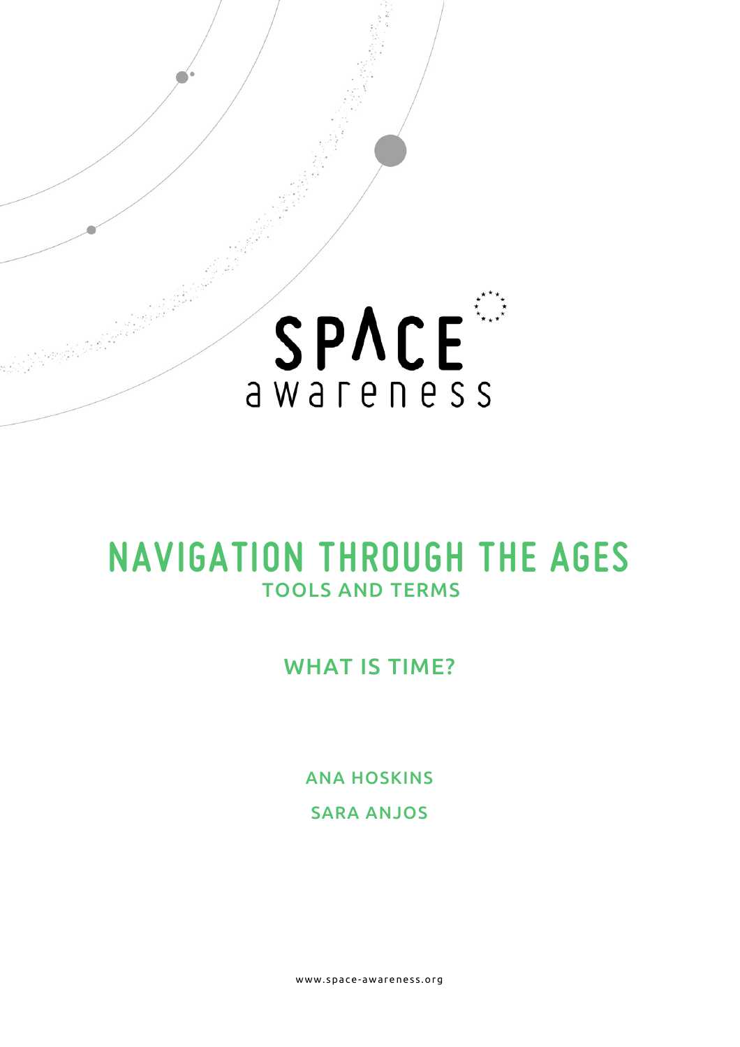SPACE awareness

# NAVIGATION THROUGH THE AGES

## TOOLS AND TERMS

## WHAT IS TIME?

ANA HOSKINS

SARA ANJOS

www.space-awareness.org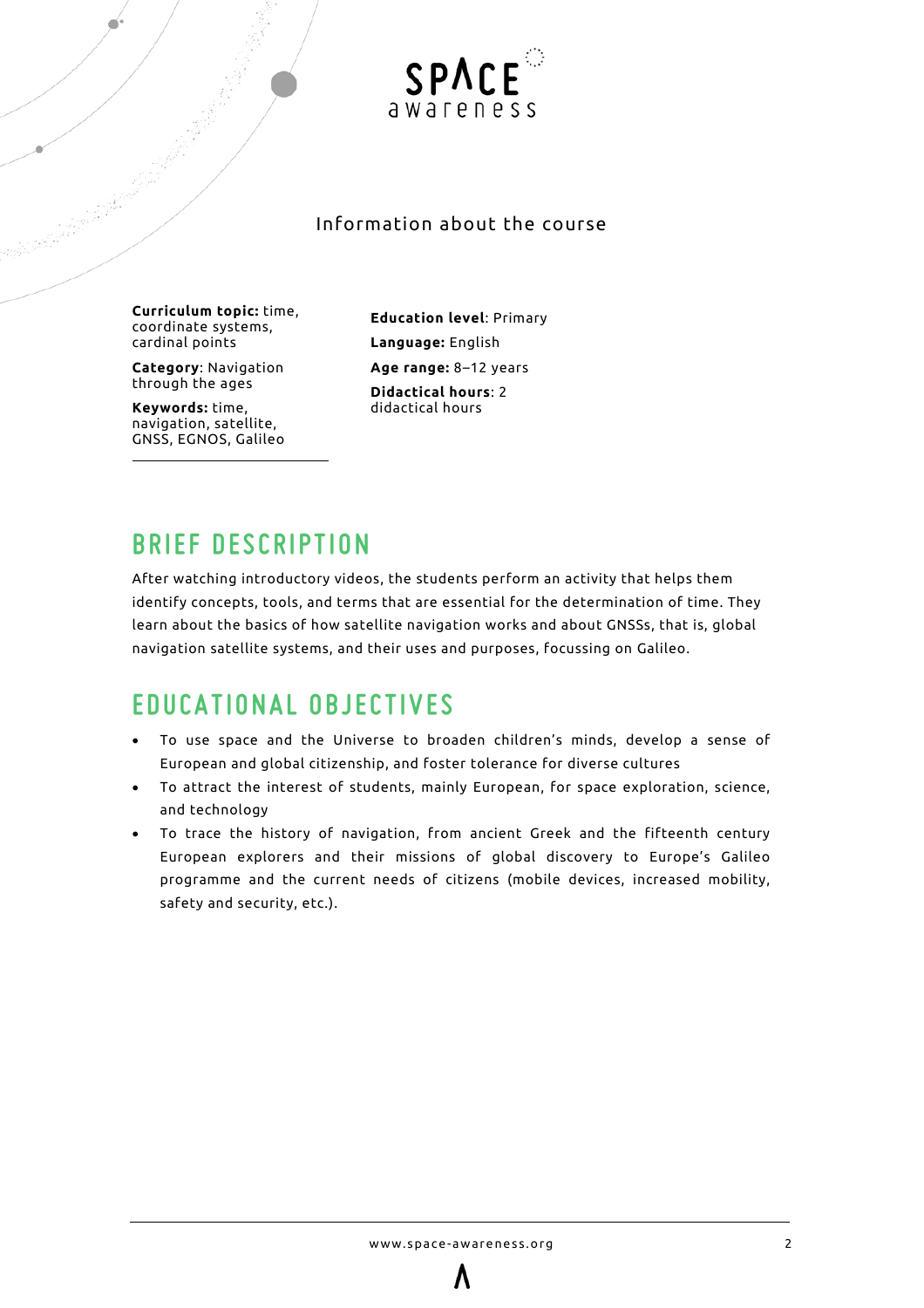## Information about the course

**Curriculum topic:** time, coordinate systems, cardinal points

**Category**: Navigation through the ages

**Keywords:** time, navigation, satellite, GNSS, EGNOS, Galileo

**Education level**: Primary

**Language:** English

**Age range:** 8–12 years

**Didactical hours**: 2 didactical hours

# BRIEF DESCRIPTION

After watching introductory videos, the students perform an activity that helps them identify concepts, tools, and terms that are essential for the determination of time. They learn about the basics of how satellite navigation works and about GNSSs, that is, global navigation satellite systems, and their uses and purposes, focussing on Galileo.

# EDUCATIONAL OBJECTIVES

- To use space and the Universe to broaden children's minds, develop a sense of European and global citizenship, and foster tolerance for diverse cultures
- To attract the interest of students, mainly European, for space exploration, science, and technology
- To trace the history of navigation, from ancient Greek and the fifteenth century European explorers and their missions of global discovery to Europe's Galileo programme and the current needs of citizens (mobile devices, increased mobility, safety and security, etc.).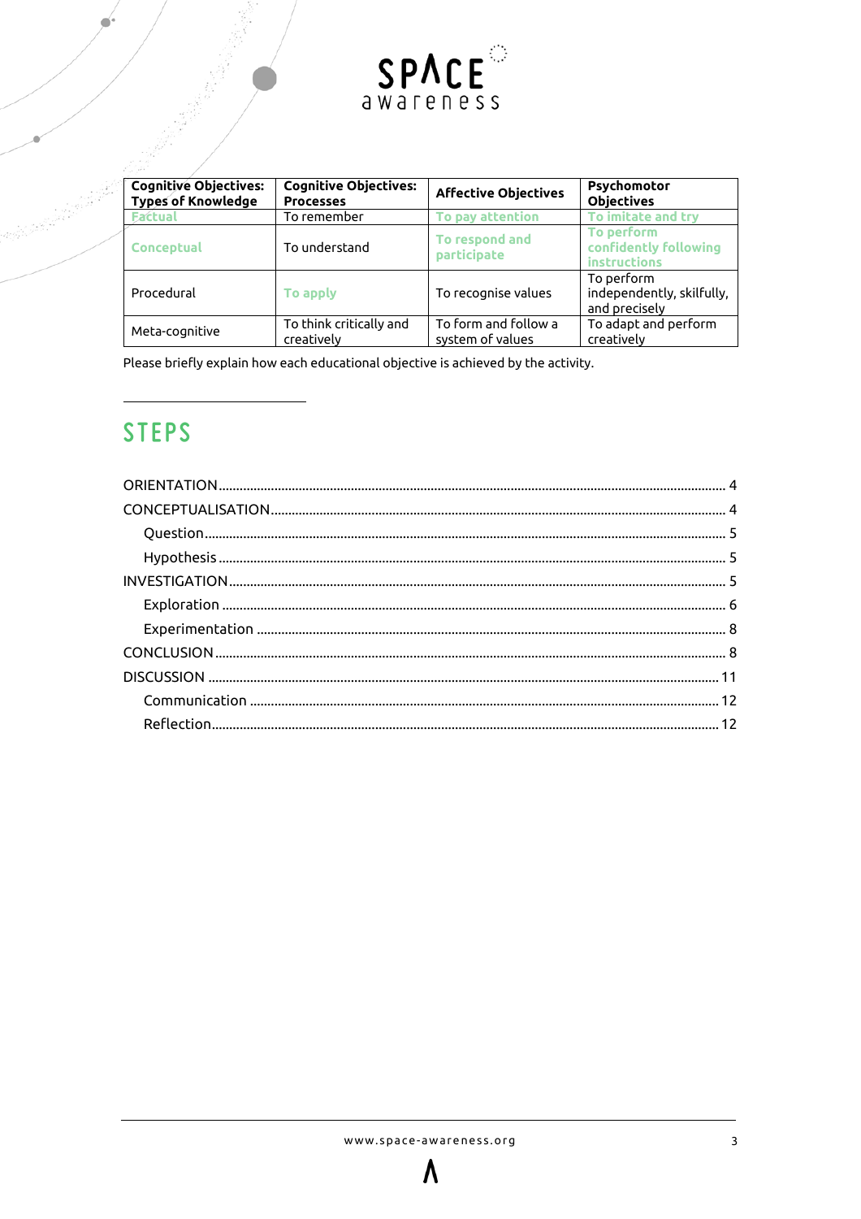| Cognitive Objectives: Types of Knowledge | Cognitive Objectives: Processes | Affective Objectives | Psychomotor Objectives |
|---|---|---|---|
| Factual | To remember | To pay attention | To imitate and try |
| Conceptual | To understand | To respond and participate | To perform confidently following instructions |
| Procedural | To apply | To recognise values | To perform independently, skilfully, and precisely |
| Meta-cognitive | To think critically and creatively | To form and follow a system of values | To adapt and perform creatively |

Please briefly explain how each educational objective is achieved by the activity.

## STEPS

- ORIENTATION ........ 4
- CONCEPTUALISATION ........ 4
  - Question ........ 5
  - Hypothesis ........ 5
- INVESTIGATION ........ 5
  - Exploration ........ 6
  - Experimentation ........ 8
- CONCLUSION ........ 8
- DISCUSSION ........ 11
  - Communication ........ 12
  - Reflection ........ 12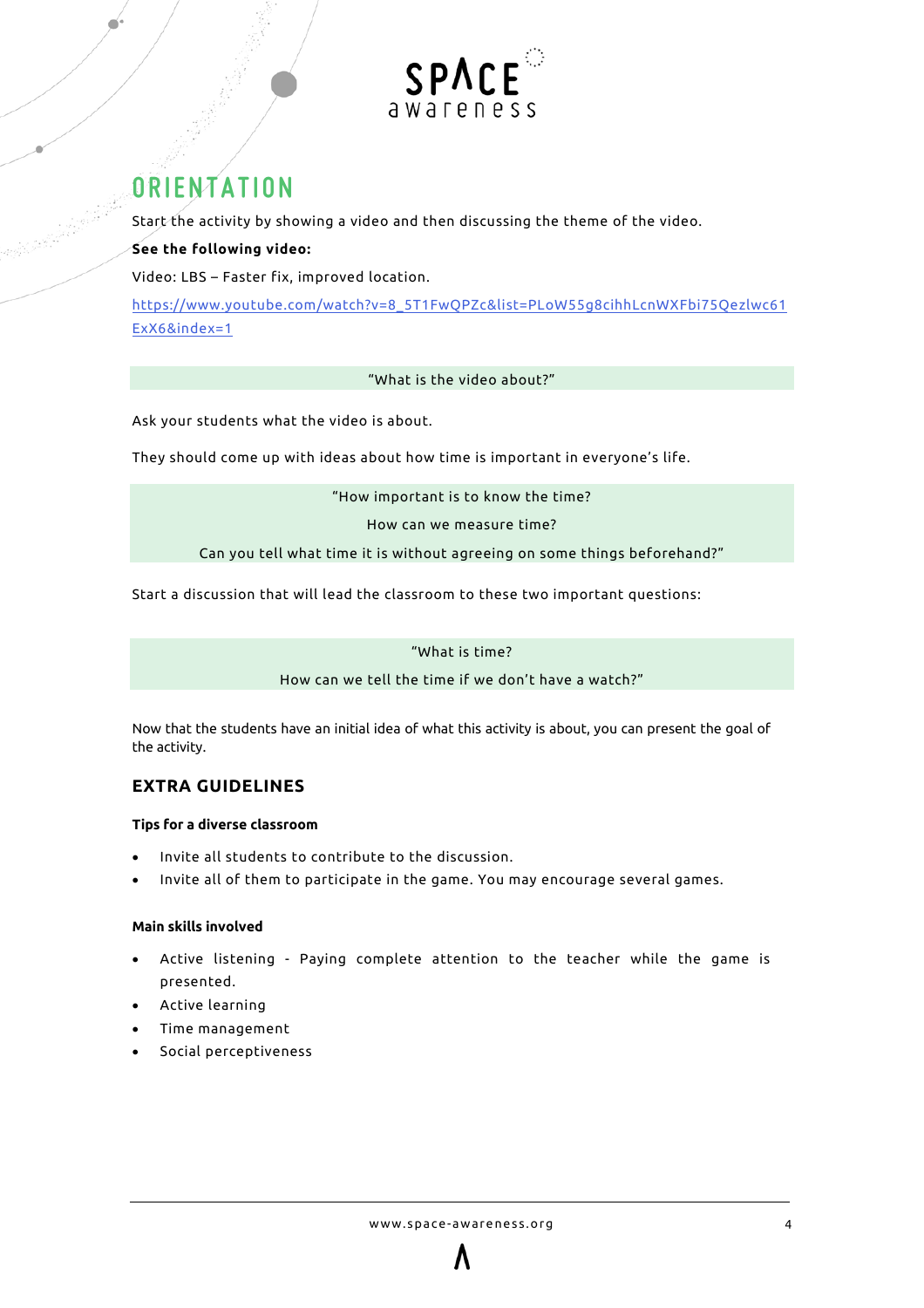## ORIENTATION

Start the activity by showing a video and then discussing the theme of the video.

**See the following video:**

Video: LBS – Faster fix, improved location.

https://www.youtube.com/watch?v=8_5T1FwQPZc&list=PLoW55g8cihhLcnWXFbi75Qezlwc61ExX6&index=1

"What is the video about?"

Ask your students what the video is about.

They should come up with ideas about how time is important in everyone's life.

"How important is to know the time?

How can we measure time?

Can you tell what time it is without agreeing on some things beforehand?"

Start a discussion that will lead the classroom to these two important questions:

"What is time?

How can we tell the time if we don't have a watch?"

Now that the students have an initial idea of what this activity is about, you can present the goal of the activity.

### EXTRA GUIDELINES

**Tips for a diverse classroom**

- Invite all students to contribute to the discussion.
- Invite all of them to participate in the game. You may encourage several games.

**Main skills involved**

- Active listening - Paying complete attention to the teacher while the game is presented.
- Active learning
- Time management
- Social perceptiveness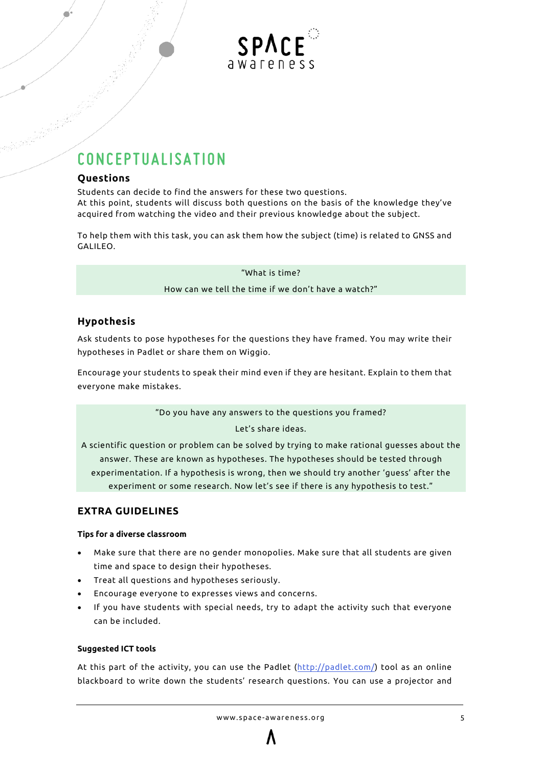# CONCEPTUALISATION

### Questions

Students can decide to find the answers for these two questions.
At this point, students will discuss both questions on the basis of the knowledge they've acquired from watching the video and their previous knowledge about the subject.

To help them with this task, you can ask them how the subject (time) is related to GNSS and GALILEO.

> "What is time?
>
> How can we tell the time if we don't have a watch?"

### Hypothesis

Ask students to pose hypotheses for the questions they have framed. You may write their hypotheses in Padlet or share them on Wiggio.

Encourage your students to speak their mind even if they are hesitant. Explain to them that everyone make mistakes.

> "Do you have any answers to the questions you framed?
>
> Let's share ideas.
>
> A scientific question or problem can be solved by trying to make rational guesses about the answer. These are known as hypotheses. The hypotheses should be tested through experimentation. If a hypothesis is wrong, then we should try another 'guess' after the experiment or some research. Now let's see if there is any hypothesis to test."

### EXTRA GUIDELINES

#### Tips for a diverse classroom

- Make sure that there are no gender monopolies. Make sure that all students are given time and space to design their hypotheses.
- Treat all questions and hypotheses seriously.
- Encourage everyone to expresses views and concerns.
- If you have students with special needs, try to adapt the activity such that everyone can be included.

#### Suggested ICT tools

At this part of the activity, you can use the Padlet (http://padlet.com/) tool as an online blackboard to write down the students' research questions. You can use a projector and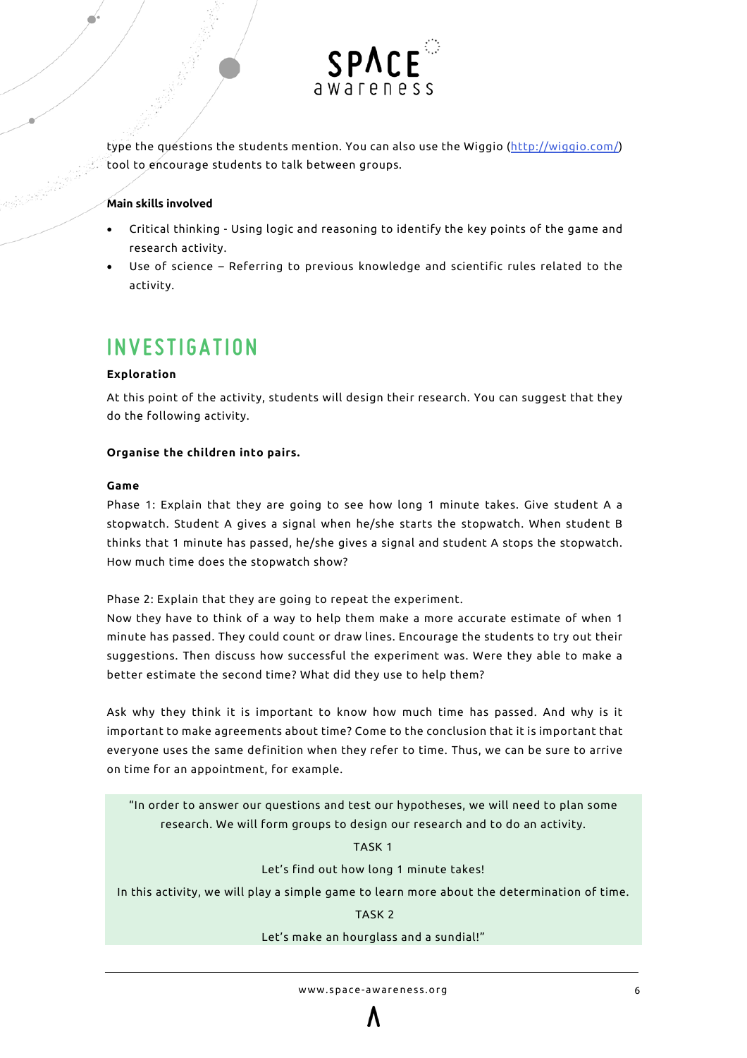type the questions the students mention. You can also use the Wiggio (http://wiggio.com/) tool to encourage students to talk between groups.

**Main skills involved**

- Critical thinking - Using logic and reasoning to identify the key points of the game and research activity.
- Use of science – Referring to previous knowledge and scientific rules related to the activity.

# INVESTIGATION

**Exploration**

At this point of the activity, students will design their research. You can suggest that they do the following activity.

**Organise the children into pairs.**

**Game**

Phase 1: Explain that they are going to see how long 1 minute takes. Give student A a stopwatch. Student A gives a signal when he/she starts the stopwatch. When student B thinks that 1 minute has passed, he/she gives a signal and student A stops the stopwatch. How much time does the stopwatch show?

Phase 2: Explain that they are going to repeat the experiment.
Now they have to think of a way to help them make a more accurate estimate of when 1 minute has passed. They could count or draw lines. Encourage the students to try out their suggestions. Then discuss how successful the experiment was. Were they able to make a better estimate the second time? What did they use to help them?

Ask why they think it is important to know how much time has passed. And why is it important to make agreements about time? Come to the conclusion that it is important that everyone uses the same definition when they refer to time. Thus, we can be sure to arrive on time for an appointment, for example.

> "In order to answer our questions and test our hypotheses, we will need to plan some research. We will form groups to design our research and to do an activity.
>
> TASK 1
>
> Let's find out how long 1 minute takes!
>
> In this activity, we will play a simple game to learn more about the determination of time.
>
> TASK 2
>
> Let's make an hourglass and a sundial!"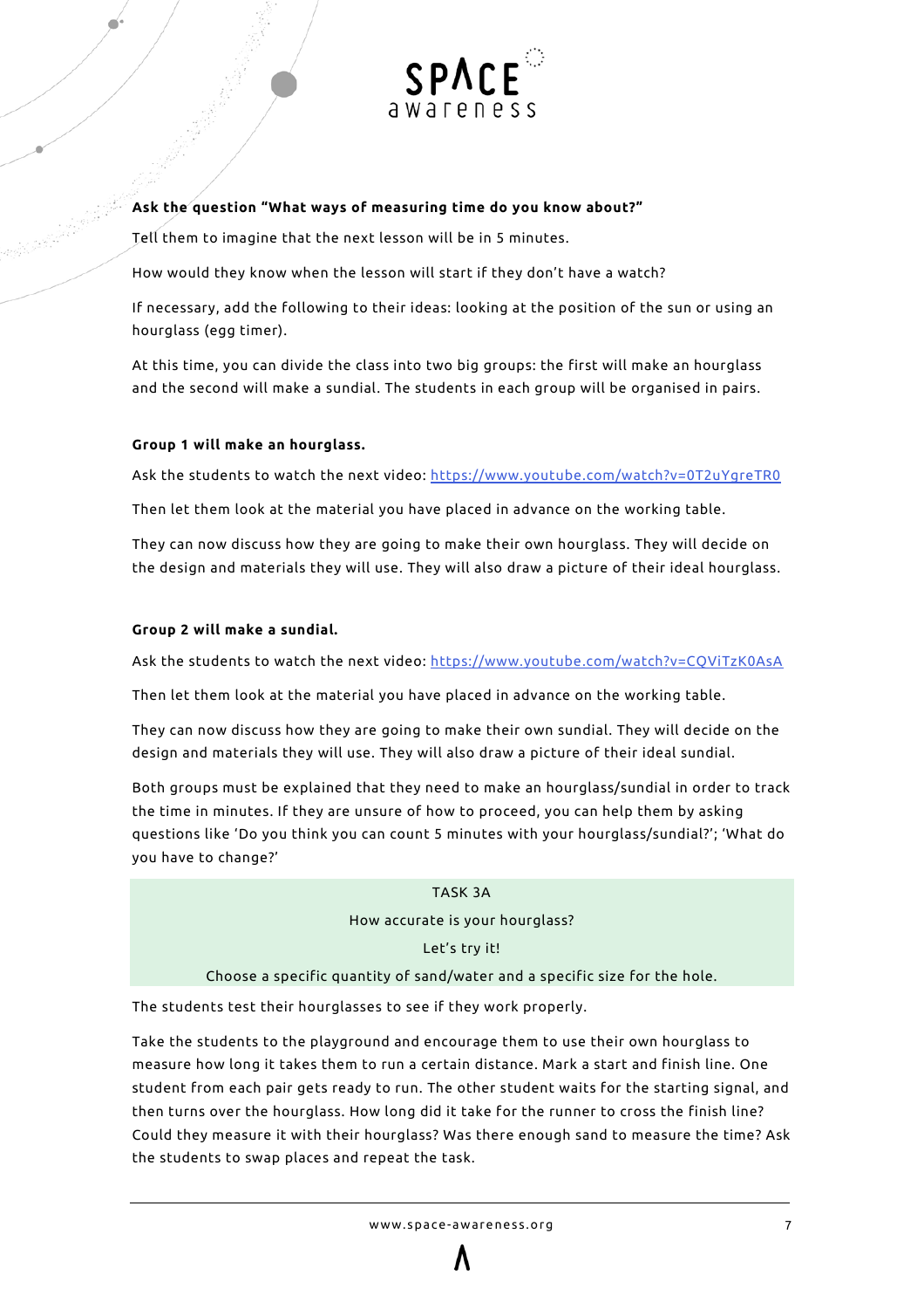**Ask the question "What ways of measuring time do you know about?"**

Tell them to imagine that the next lesson will be in 5 minutes.

How would they know when the lesson will start if they don't have a watch?

If necessary, add the following to their ideas: looking at the position of the sun or using an hourglass (egg timer).

At this time, you can divide the class into two big groups: the first will make an hourglass and the second will make a sundial. The students in each group will be organised in pairs.

**Group 1 will make an hourglass.**

Ask the students to watch the next video: https://www.youtube.com/watch?v=0T2uYgreTR0

Then let them look at the material you have placed in advance on the working table.

They can now discuss how they are going to make their own hourglass. They will decide on the design and materials they will use. They will also draw a picture of their ideal hourglass.

**Group 2 will make a sundial.**

Ask the students to watch the next video: https://www.youtube.com/watch?v=CQViTzK0AsA

Then let them look at the material you have placed in advance on the working table.

They can now discuss how they are going to make their own sundial. They will decide on the design and materials they will use. They will also draw a picture of their ideal sundial.

Both groups must be explained that they need to make an hourglass/sundial in order to track the time in minutes. If they are unsure of how to proceed, you can help them by asking questions like 'Do you think you can count 5 minutes with your hourglass/sundial?'; 'What do you have to change?'

TASK 3A

How accurate is your hourglass?

Let's try it!

Choose a specific quantity of sand/water and a specific size for the hole.

The students test their hourglasses to see if they work properly.

Take the students to the playground and encourage them to use their own hourglass to measure how long it takes them to run a certain distance. Mark a start and finish line. One student from each pair gets ready to run. The other student waits for the starting signal, and then turns over the hourglass. How long did it take for the runner to cross the finish line? Could they measure it with their hourglass? Was there enough sand to measure the time? Ask the students to swap places and repeat the task.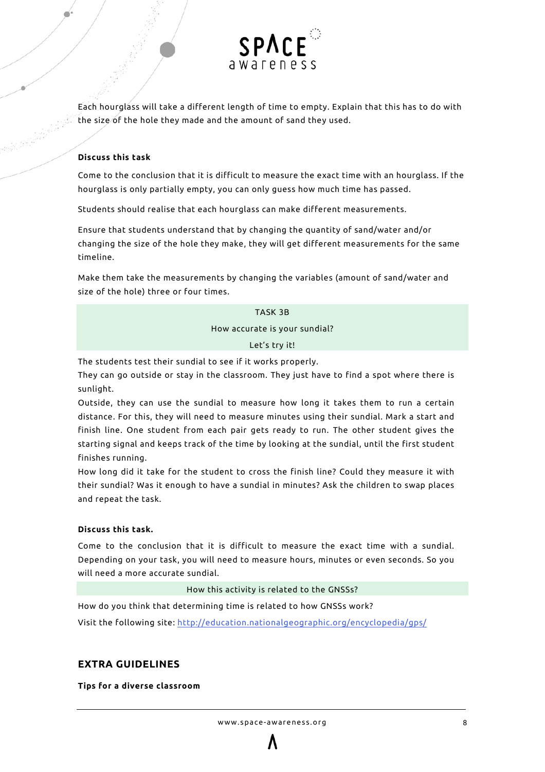Each hourglass will take a different length of time to empty. Explain that this has to do with the size of the hole they made and the amount of sand they used.

**Discuss this task**

Come to the conclusion that it is difficult to measure the exact time with an hourglass. If the hourglass is only partially empty, you can only guess how much time has passed.

Students should realise that each hourglass can make different measurements.

Ensure that students understand that by changing the quantity of sand/water and/or changing the size of the hole they make, they will get different measurements for the same timeline.

Make them take the measurements by changing the variables (amount of sand/water and size of the hole) three or four times.

TASK 3B

How accurate is your sundial?

Let's try it!

The students test their sundial to see if it works properly.
They can go outside or stay in the classroom. They just have to find a spot where there is sunlight.
Outside, they can use the sundial to measure how long it takes them to run a certain distance. For this, they will need to measure minutes using their sundial. Mark a start and finish line. One student from each pair gets ready to run. The other student gives the starting signal and keeps track of the time by looking at the sundial, until the first student finishes running.
How long did it take for the student to cross the finish line? Could they measure it with their sundial? Was it enough to have a sundial in minutes? Ask the children to swap places and repeat the task.

**Discuss this task.**

Come to the conclusion that it is difficult to measure the exact time with a sundial. Depending on your task, you will need to measure hours, minutes or even seconds. So you will need a more accurate sundial.

How this activity is related to the GNSSs?

How do you think that determining time is related to how GNSSs work?

Visit the following site: [http://education.nationalgeographic.org/encyclopedia/gps/](http://education.nationalgeographic.org/encyclopedia/gps/)

## EXTRA GUIDELINES

**Tips for a diverse classroom**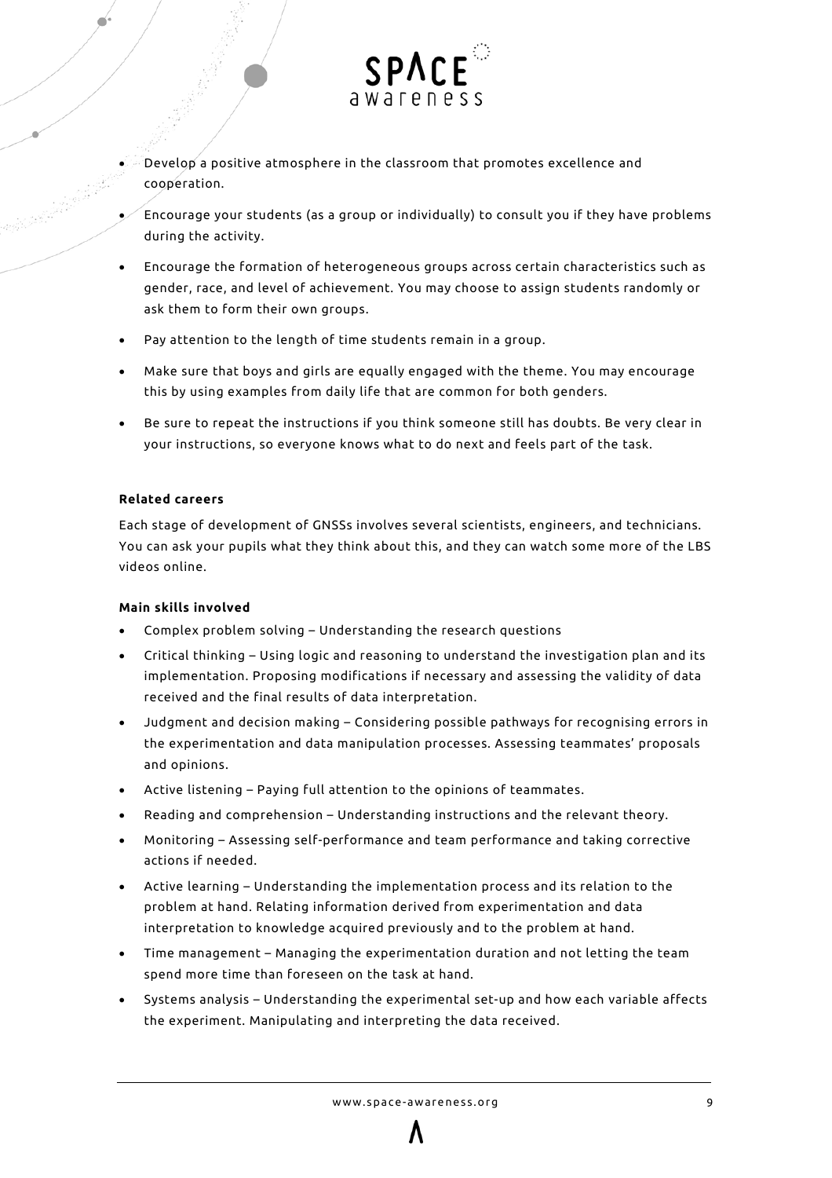- Develop a positive atmosphere in the classroom that promotes excellence and cooperation.
- Encourage your students (as a group or individually) to consult you if they have problems during the activity.
- Encourage the formation of heterogeneous groups across certain characteristics such as gender, race, and level of achievement. You may choose to assign students randomly or ask them to form their own groups.
- Pay attention to the length of time students remain in a group.
- Make sure that boys and girls are equally engaged with the theme. You may encourage this by using examples from daily life that are common for both genders.
- Be sure to repeat the instructions if you think someone still has doubts. Be very clear in your instructions, so everyone knows what to do next and feels part of the task.

**Related careers**

Each stage of development of GNSSs involves several scientists, engineers, and technicians. You can ask your pupils what they think about this, and they can watch some more of the LBS videos online.

**Main skills involved**

- Complex problem solving – Understanding the research questions
- Critical thinking – Using logic and reasoning to understand the investigation plan and its implementation. Proposing modifications if necessary and assessing the validity of data received and the final results of data interpretation.
- Judgment and decision making – Considering possible pathways for recognising errors in the experimentation and data manipulation processes. Assessing teammates' proposals and opinions.
- Active listening – Paying full attention to the opinions of teammates.
- Reading and comprehension – Understanding instructions and the relevant theory.
- Monitoring – Assessing self-performance and team performance and taking corrective actions if needed.
- Active learning – Understanding the implementation process and its relation to the problem at hand. Relating information derived from experimentation and data interpretation to knowledge acquired previously and to the problem at hand.
- Time management – Managing the experimentation duration and not letting the team spend more time than foreseen on the task at hand.
- Systems analysis – Understanding the experimental set-up and how each variable affects the experiment. Manipulating and interpreting the data received.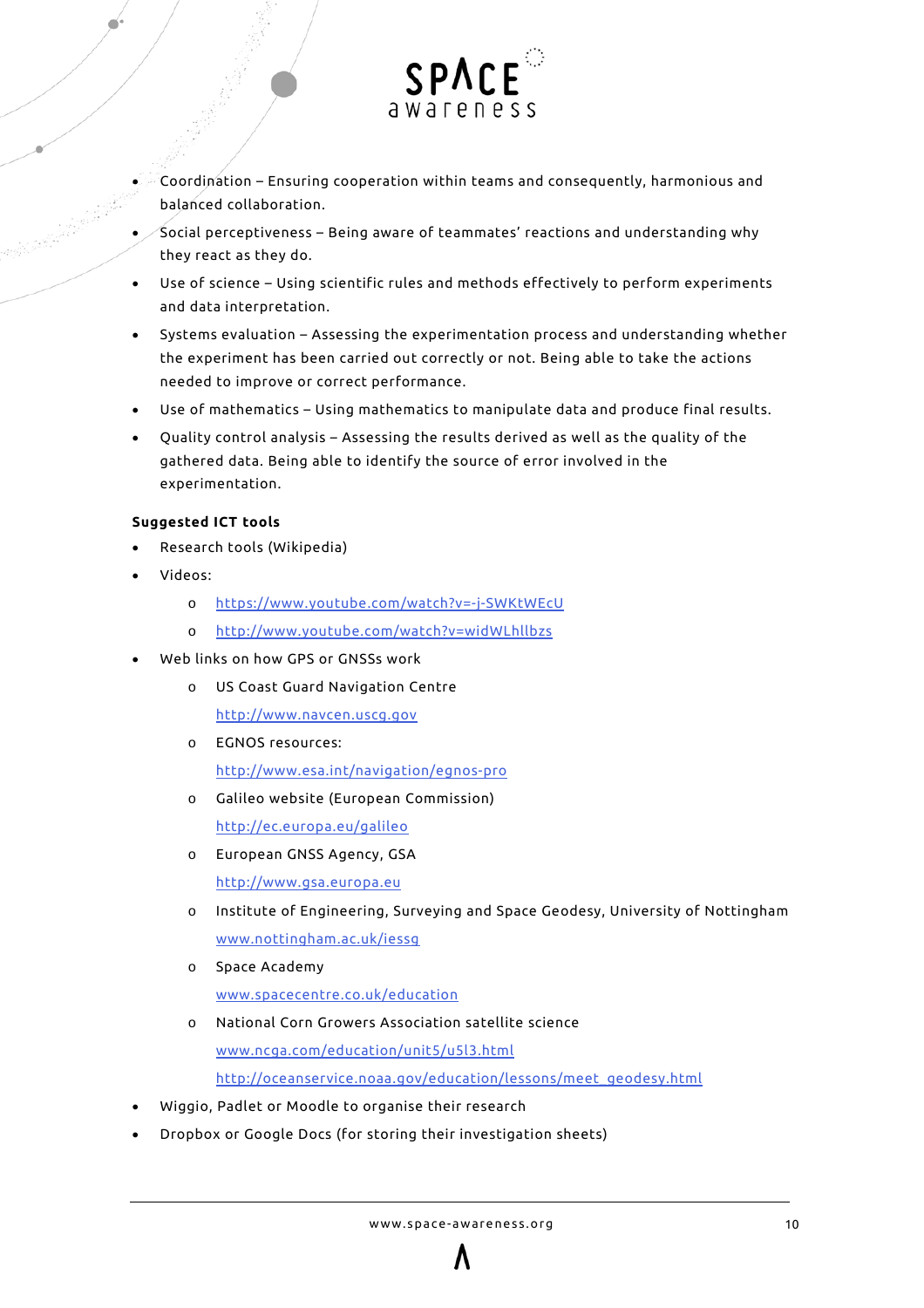- Coordination – Ensuring cooperation within teams and consequently, harmonious and balanced collaboration.
- Social perceptiveness – Being aware of teammates' reactions and understanding why they react as they do.
- Use of science – Using scientific rules and methods effectively to perform experiments and data interpretation.
- Systems evaluation – Assessing the experimentation process and understanding whether the experiment has been carried out correctly or not. Being able to take the actions needed to improve or correct performance.
- Use of mathematics – Using mathematics to manipulate data and produce final results.
- Quality control analysis – Assessing the results derived as well as the quality of the gathered data. Being able to identify the source of error involved in the experimentation.

**Suggested ICT tools**

- Research tools (Wikipedia)
- Videos:
  - https://www.youtube.com/watch?v=-j-SWKtWEcU
  - http://www.youtube.com/watch?v=widWLhllbzs
- Web links on how GPS or GNSSs work
  - US Coast Guard Navigation Centre
    http://www.navcen.uscg.gov
  - EGNOS resources:
    http://www.esa.int/navigation/egnos-pro
  - Galileo website (European Commission)
    http://ec.europa.eu/galileo
  - European GNSS Agency, GSA
    http://www.gsa.europa.eu
  - Institute of Engineering, Surveying and Space Geodesy, University of Nottingham
    www.nottingham.ac.uk/iessg
  - Space Academy
    www.spacecentre.co.uk/education
  - National Corn Growers Association satellite science
    www.ncga.com/education/unit5/u5l3.html
    http://oceanservice.noaa.gov/education/lessons/meet_geodesy.html
- Wiggio, Padlet or Moodle to organise their research
- Dropbox or Google Docs (for storing their investigation sheets)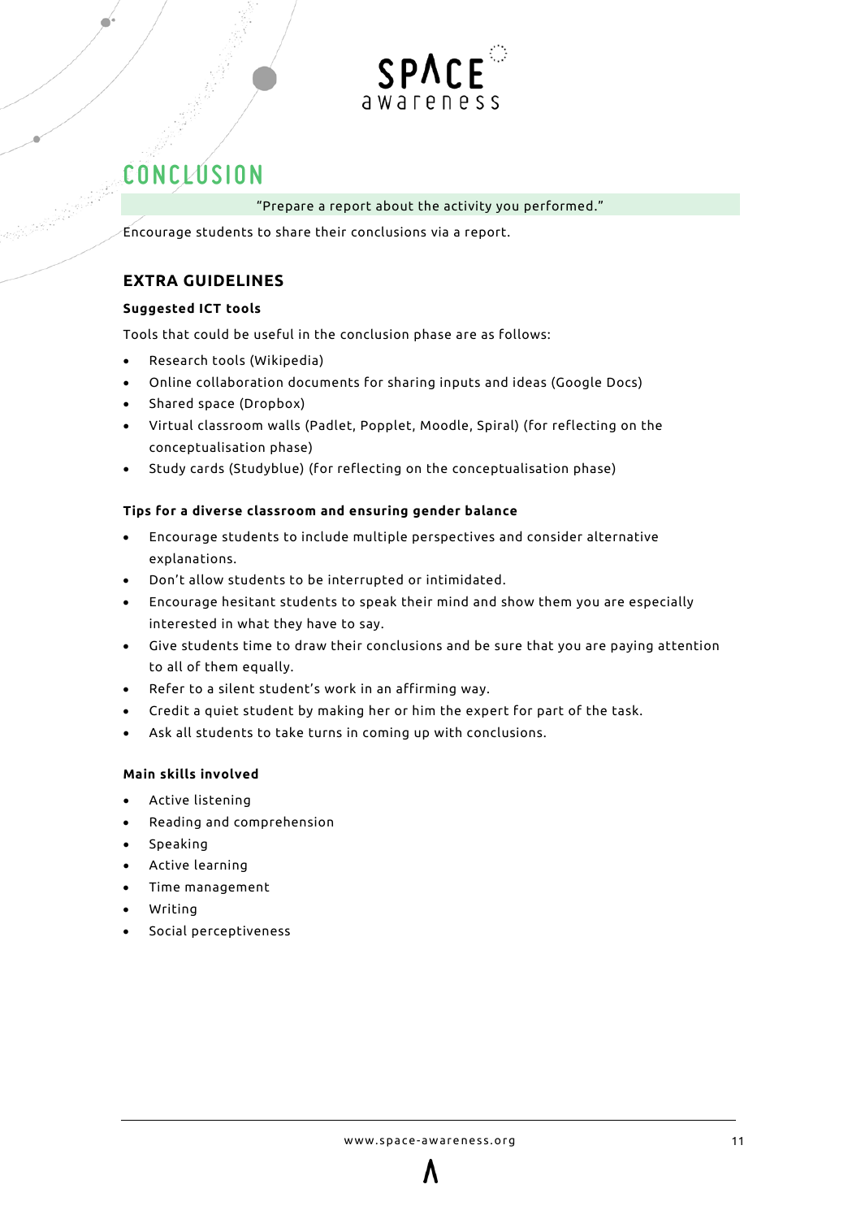# CONCLUSION

"Prepare a report about the activity you performed."

Encourage students to share their conclusions via a report.

## EXTRA GUIDELINES

**Suggested ICT tools**

Tools that could be useful in the conclusion phase are as follows:

- Research tools (Wikipedia)
- Online collaboration documents for sharing inputs and ideas (Google Docs)
- Shared space (Dropbox)
- Virtual classroom walls (Padlet, Popplet, Moodle, Spiral) (for reflecting on the conceptualisation phase)
- Study cards (Studyblue) (for reflecting on the conceptualisation phase)

**Tips for a diverse classroom and ensuring gender balance**

- Encourage students to include multiple perspectives and consider alternative explanations.
- Don't allow students to be interrupted or intimidated.
- Encourage hesitant students to speak their mind and show them you are especially interested in what they have to say.
- Give students time to draw their conclusions and be sure that you are paying attention to all of them equally.
- Refer to a silent student's work in an affirming way.
- Credit a quiet student by making her or him the expert for part of the task.
- Ask all students to take turns in coming up with conclusions.

**Main skills involved**

- Active listening
- Reading and comprehension
- Speaking
- Active learning
- Time management
- Writing
- Social perceptiveness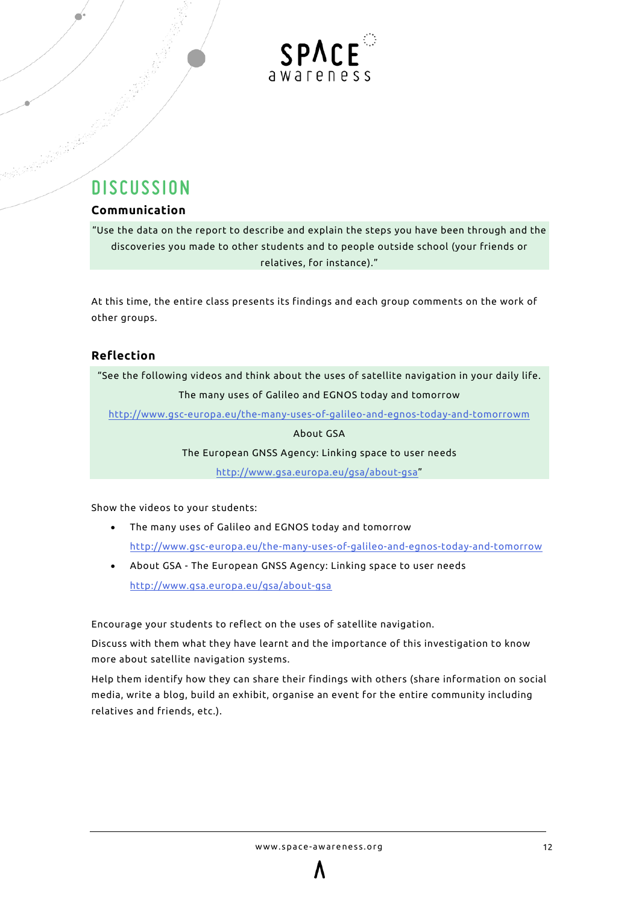# DISCUSSION

### Communication

> "Use the data on the report to describe and explain the steps you have been through and the discoveries you made to other students and to people outside school (your friends or relatives, for instance)."

At this time, the entire class presents its findings and each group comments on the work of other groups.

### Reflection

> "See the following videos and think about the uses of satellite navigation in your daily life.
>
> The many uses of Galileo and EGNOS today and tomorrow
>
> http://www.gsc-europa.eu/the-many-uses-of-galileo-and-egnos-today-and-tomorrowm
>
> About GSA
>
> The European GNSS Agency: Linking space to user needs
>
> http://www.gsa.europa.eu/gsa/about-gsa"

Show the videos to your students:

- The many uses of Galileo and EGNOS today and tomorrow
  http://www.gsc-europa.eu/the-many-uses-of-galileo-and-egnos-today-and-tomorrow
- About GSA - The European GNSS Agency: Linking space to user needs
  http://www.gsa.europa.eu/gsa/about-gsa

Encourage your students to reflect on the uses of satellite navigation.

Discuss with them what they have learnt and the importance of this investigation to know more about satellite navigation systems.

Help them identify how they can share their findings with others (share information on social media, write a blog, build an exhibit, organise an event for the entire community including relatives and friends, etc.).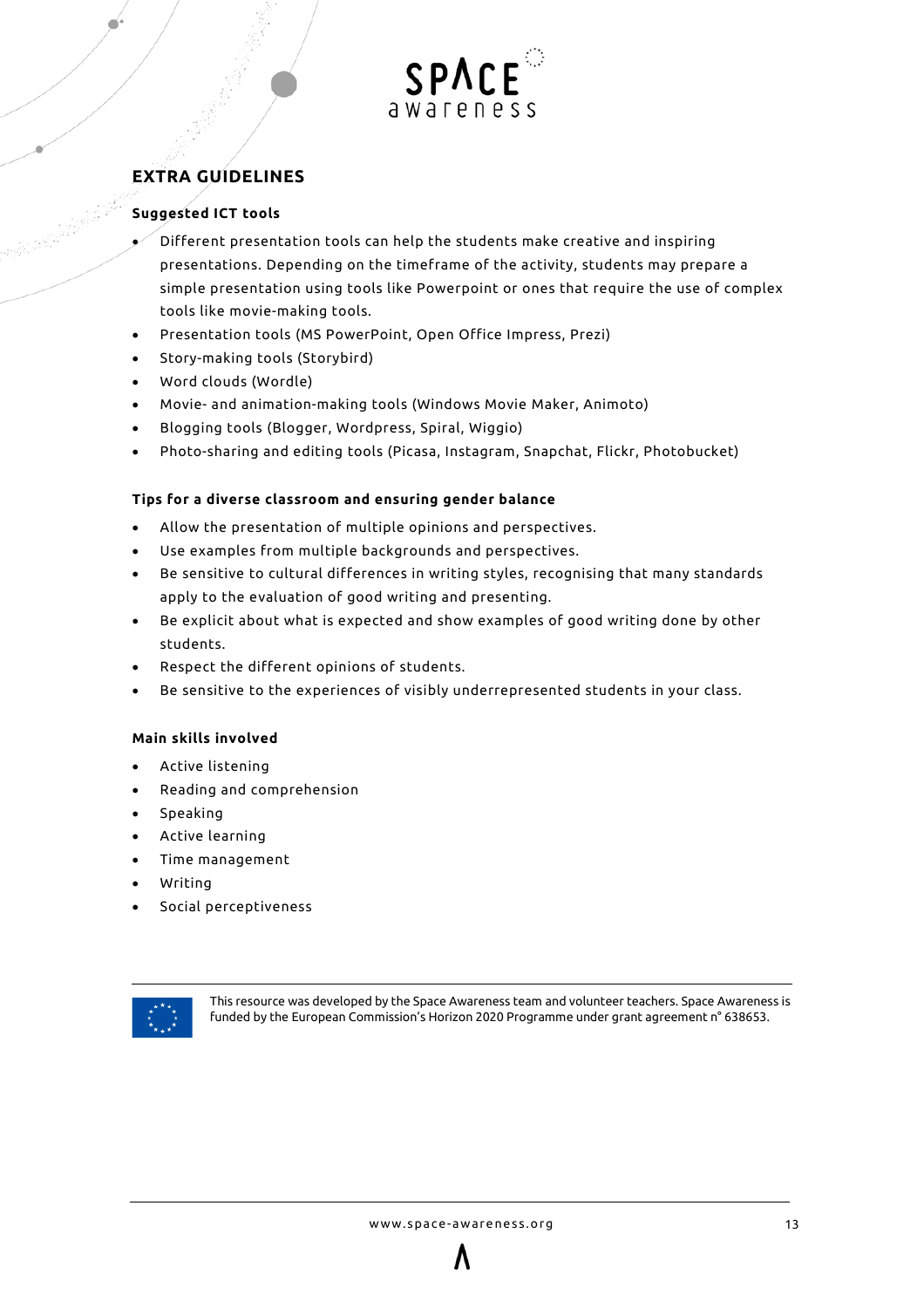## EXTRA GUIDELINES

**Suggested ICT tools**

- Different presentation tools can help the students make creative and inspiring presentations. Depending on the timeframe of the activity, students may prepare a simple presentation using tools like Powerpoint or ones that require the use of complex tools like movie-making tools.
- Presentation tools (MS PowerPoint, Open Office Impress, Prezi)
- Story-making tools (Storybird)
- Word clouds (Wordle)
- Movie- and animation-making tools (Windows Movie Maker, Animoto)
- Blogging tools (Blogger, Wordpress, Spiral, Wiggio)
- Photo-sharing and editing tools (Picasa, Instagram, Snapchat, Flickr, Photobucket)

**Tips for a diverse classroom and ensuring gender balance**

- Allow the presentation of multiple opinions and perspectives.
- Use examples from multiple backgrounds and perspectives.
- Be sensitive to cultural differences in writing styles, recognising that many standards apply to the evaluation of good writing and presenting.
- Be explicit about what is expected and show examples of good writing done by other students.
- Respect the different opinions of students.
- Be sensitive to the experiences of visibly underrepresented students in your class.

**Main skills involved**

- Active listening
- Reading and comprehension
- Speaking
- Active learning
- Time management
- Writing
- Social perceptiveness

This resource was developed by the Space Awareness team and volunteer teachers. Space Awareness is funded by the European Commission's Horizon 2020 Programme under grant agreement n° 638653.